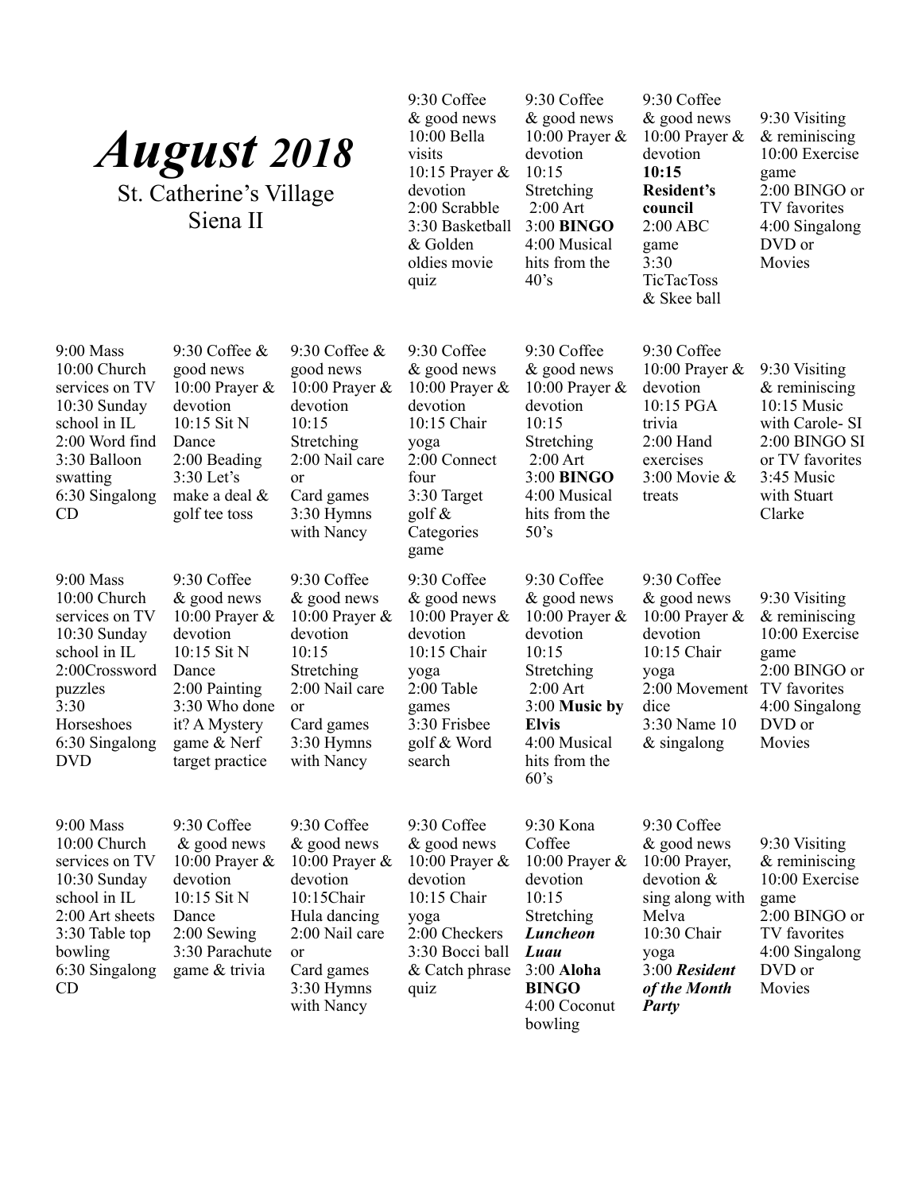# *August 2018*

St. Catherine's Village
Siena II

| | | | | | | |
|---|---|---|---|---|---|---|
| | | | 9:30 Coffee & good news<br>10:00 Bella visits<br>10:15 Prayer & devotion<br>2:00 Scrabble<br>3:30 Basketball & Golden oldies movie quiz | 9:30 Coffee & good news<br>10:00 Prayer & devotion<br>10:15 Stretching<br>2:00 Art<br>3:00 **BINGO**<br>4:00 Musical hits from the 40's | 9:30 Coffee & good news<br>10:00 Prayer & devotion<br>**10:15 Resident's council**<br>2:00 ABC game<br>3:30 TicTacToss & Skee ball | 9:30 Visiting & reminiscing<br>10:00 Exercise game<br>2:00 BINGO or TV favorites<br>4:00 Singalong DVD or Movies |
| 9:00 Mass<br>10:00 Church services on TV<br>10:30 Sunday school in IL<br>2:00 Word find<br>3:30 Balloon swatting<br>6:30 Singalong CD | 9:30 Coffee & good news<br>10:00 Prayer & devotion<br>10:15 Sit N Dance<br>2:00 Beading<br>3:30 Let's make a deal & golf tee toss | 9:30 Coffee & good news<br>10:00 Prayer & devotion<br>10:15 Stretching<br>2:00 Nail care or Card games<br>3:30 Hymns with Nancy | 9:30 Coffee & good news<br>10:00 Prayer & devotion<br>10:15 Chair yoga<br>2:00 Connect four<br>3:30 Target golf & Categories game | 9:30 Coffee & good news<br>10:00 Prayer & devotion<br>10:15 Stretching<br>2:00 Art<br>3:00 **BINGO**<br>4:00 Musical hits from the 50's | 9:30 Coffee<br>10:00 Prayer & devotion<br>10:15 PGA trivia<br>2:00 Hand exercises<br>3:00 Movie & treats | 9:30 Visiting & reminiscing<br>10:15 Music with Carole- SI<br>2:00 BINGO SI or TV favorites<br>3:45 Music with Stuart Clarke |
| 9:00 Mass<br>10:00 Church services on TV<br>10:30 Sunday school in IL<br>2:00Crossword puzzles<br>3:30 Horseshoes<br>6:30 Singalong DVD | 9:30 Coffee & good news<br>10:00 Prayer & devotion<br>10:15 Sit N Dance<br>2:00 Painting<br>3:30 Who done it? A Mystery game & Nerf target practice | 9:30 Coffee & good news<br>10:00 Prayer & devotion<br>10:15 Stretching<br>2:00 Nail care or Card games<br>3:30 Hymns with Nancy | 9:30 Coffee & good news<br>10:00 Prayer & devotion<br>10:15 Chair yoga<br>2:00 Table games<br>3:30 Frisbee golf & Word search | 9:30 Coffee & good news<br>10:00 Prayer & devotion<br>10:15 Stretching<br>2:00 Art<br>3:00 **Music by Elvis**<br>4:00 Musical hits from the 60's | 9:30 Coffee & good news<br>10:00 Prayer & devotion<br>10:15 Chair yoga<br>2:00 Movement dice<br>3:30 Name 10 & singalong | 9:30 Visiting & reminiscing<br>10:00 Exercise game<br>2:00 BINGO or TV favorites<br>4:00 Singalong DVD or Movies |
| 9:00 Mass<br>10:00 Church services on TV<br>10:30 Sunday school in IL<br>2:00 Art sheets<br>3:30 Table top bowling<br>6:30 Singalong CD | 9:30 Coffee & good news<br>10:00 Prayer & devotion<br>10:15 Sit N Dance<br>2:00 Sewing<br>3:30 Parachute game & trivia | 9:30 Coffee & good news<br>10:00 Prayer & devotion<br>10:15Chair Hula dancing<br>2:00 Nail care or Card games<br>3:30 Hymns with Nancy | 9:30 Coffee & good news<br>10:00 Prayer & devotion<br>10:15 Chair yoga<br>2:00 Checkers<br>3:30 Bocci ball & Catch phrase quiz | 9:30 Kona Coffee<br>10:00 Prayer & devotion<br>10:15 Stretching<br>***Luncheon Luau***<br>3:00 **Aloha BINGO**<br>4:00 Coconut bowling | 9:30 Coffee & good news<br>10:00 Prayer, devotion & sing along with Melva<br>10:30 Chair yoga<br>3:00 ***Resident of the Month Party*** | 9:30 Visiting & reminiscing<br>10:00 Exercise game<br>2:00 BINGO or TV favorites<br>4:00 Singalong DVD or Movies |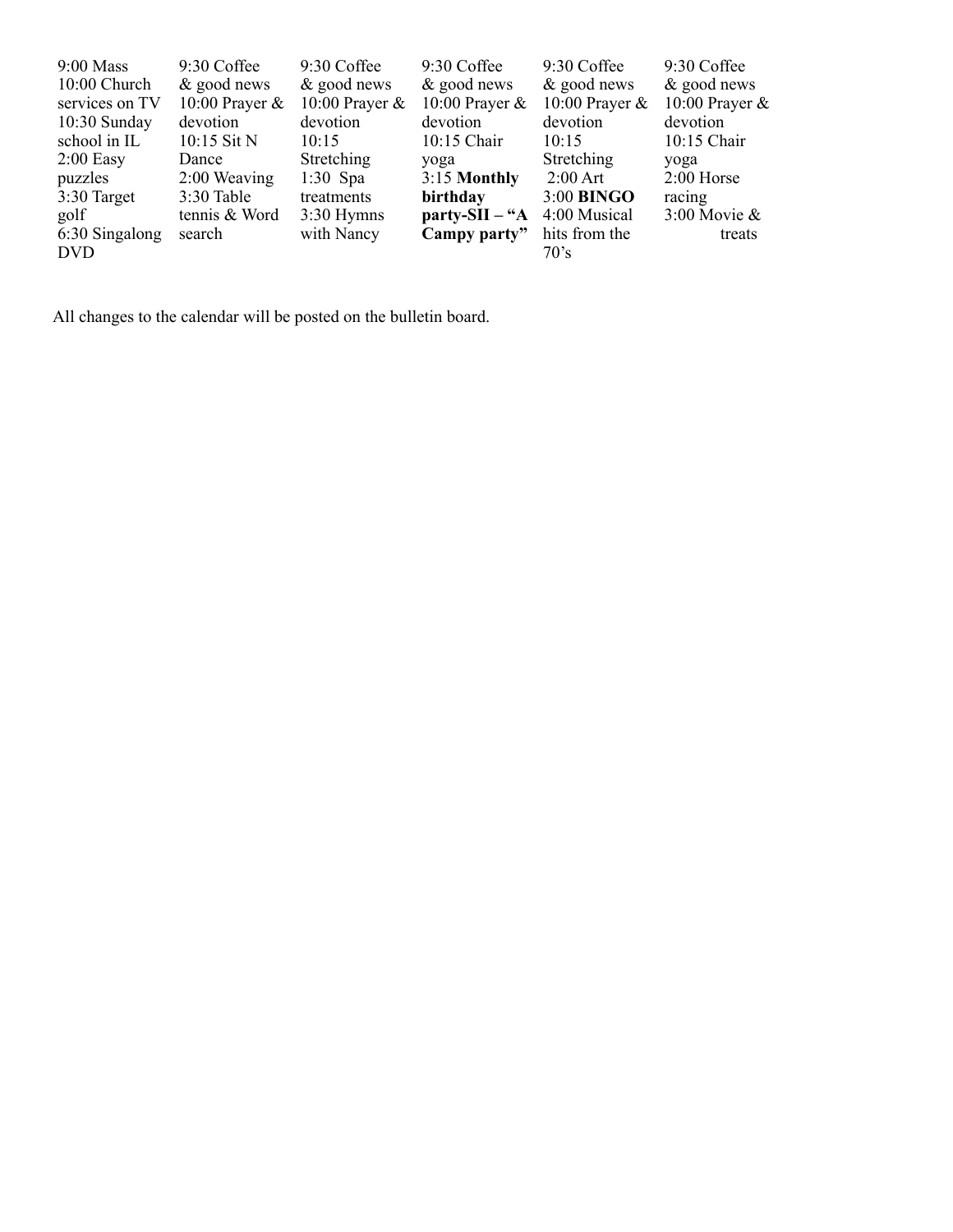| | | | | | |
|---|---|---|---|---|---|
| 9:00 Mass<br>10:00 Church services on TV<br>10:30 Sunday school in IL<br>2:00 Easy puzzles<br>3:30 Target golf<br>6:30 Singalong DVD | 9:30 Coffee & good news<br>10:00 Prayer & devotion<br>10:15 Sit N Dance<br>2:00 Weaving<br>3:30 Table tennis & Word search | 9:30 Coffee & good news<br>10:00 Prayer & devotion<br>10:15 Stretching<br>1:30 Spa treatments<br>3:30 Hymns with Nancy | 9:30 Coffee & good news<br>10:00 Prayer & devotion<br>10:15 Chair yoga<br>3:15 **Monthly birthday party-SII – "A Campy party"** | 9:30 Coffee & good news<br>10:00 Prayer & devotion<br>10:15 Stretching<br>2:00 Art<br>3:00 **BINGO**<br>4:00 Musical hits from the 70's | 9:30 Coffee & good news<br>10:00 Prayer & devotion<br>10:15 Chair yoga<br>2:00 Horse racing<br>3:00 Movie & treats |

All changes to the calendar will be posted on the bulletin board.